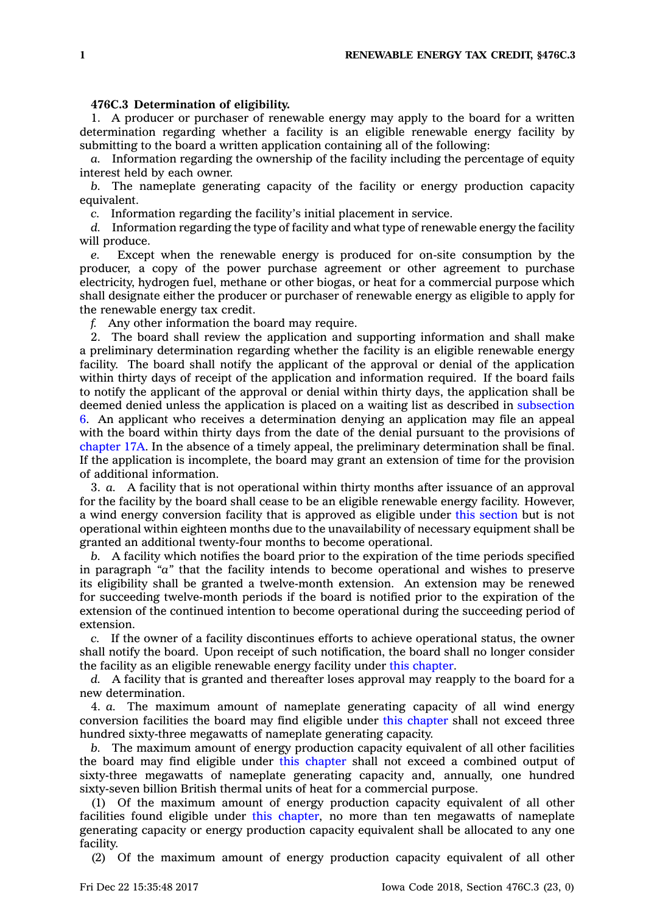**476C.3 Determination of eligibility.**

1. A producer or purchaser of renewable energy may apply to the board for a written determination regarding whether a facility is an eligible renewable energy facility by submitting to the board a written application containing all of the following:

*a.* Information regarding the ownership of the facility including the percentage of equity interest held by each owner.

*b.* The nameplate generating capacity of the facility or energy production capacity equivalent.

*c.* Information regarding the facility's initial placement in service.

*d.* Information regarding the type of facility and what type of renewable energy the facility will produce.

*e.* Except when the renewable energy is produced for on-site consumption by the producer, a copy of the power purchase agreement or other agreement to purchase electricity, hydrogen fuel, methane or other biogas, or heat for a commercial purpose which shall designate either the producer or purchaser of renewable energy as eligible to apply for the renewable energy tax credit.

*f.* Any other information the board may require.

2. The board shall review the application and supporting information and shall make a preliminary determination regarding whether the facility is an eligible renewable energy facility. The board shall notify the applicant of the approval or denial of the application within thirty days of receipt of the application and information required. If the board fails to notify the applicant of the approval or denial within thirty days, the application shall be deemed denied unless the application is placed on a waiting list as described in subsection 6. An applicant who receives a determination denying an application may file an appeal with the board within thirty days from the date of the denial pursuant to the provisions of chapter 17A. In the absence of a timely appeal, the preliminary determination shall be final. If the application is incomplete, the board may grant an extension of time for the provision of additional information.

3. *a.* A facility that is not operational within thirty months after issuance of an approval for the facility by the board shall cease to be an eligible renewable energy facility. However, a wind energy conversion facility that is approved as eligible under this section but is not operational within eighteen months due to the unavailability of necessary equipment shall be granted an additional twenty-four months to become operational.

*b.* A facility which notifies the board prior to the expiration of the time periods specified in paragraph *"a"* that the facility intends to become operational and wishes to preserve its eligibility shall be granted a twelve-month extension. An extension may be renewed for succeeding twelve-month periods if the board is notified prior to the expiration of the extension of the continued intention to become operational during the succeeding period of extension.

*c.* If the owner of a facility discontinues efforts to achieve operational status, the owner shall notify the board. Upon receipt of such notification, the board shall no longer consider the facility as an eligible renewable energy facility under this chapter.

*d.* A facility that is granted and thereafter loses approval may reapply to the board for a new determination.

4. *a.* The maximum amount of nameplate generating capacity of all wind energy conversion facilities the board may find eligible under this chapter shall not exceed three hundred sixty-three megawatts of nameplate generating capacity.

*b.* The maximum amount of energy production capacity equivalent of all other facilities the board may find eligible under this chapter shall not exceed a combined output of sixty-three megawatts of nameplate generating capacity and, annually, one hundred sixty-seven billion British thermal units of heat for a commercial purpose.

(1) Of the maximum amount of energy production capacity equivalent of all other facilities found eligible under this chapter, no more than ten megawatts of nameplate generating capacity or energy production capacity equivalent shall be allocated to any one facility.

(2) Of the maximum amount of energy production capacity equivalent of all other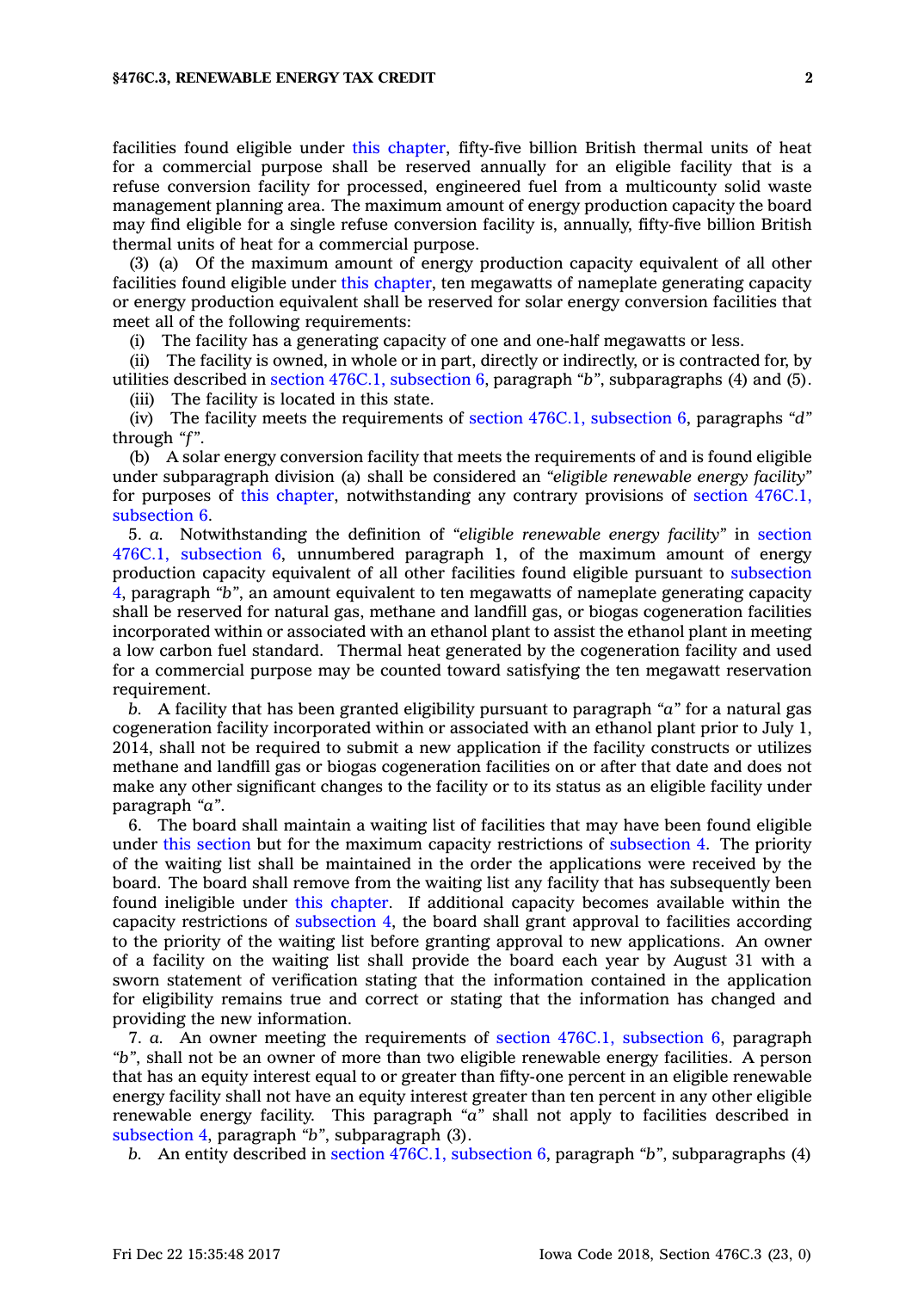facilities found eligible under this chapter, fifty-five billion British thermal units of heat for a commercial purpose shall be reserved annually for an eligible facility that is a refuse conversion facility for processed, engineered fuel from a multicounty solid waste management planning area. The maximum amount of energy production capacity the board may find eligible for a single refuse conversion facility is, annually, fifty-five billion British thermal units of heat for a commercial purpose.

(3) (a) Of the maximum amount of energy production capacity equivalent of all other facilities found eligible under this chapter, ten megawatts of nameplate generating capacity or energy production equivalent shall be reserved for solar energy conversion facilities that meet all of the following requirements:

(i) The facility has a generating capacity of one and one-half megawatts or less.

(ii) The facility is owned, in whole or in part, directly or indirectly, or is contracted for, by utilities described in section 476C.1, subsection 6, paragraph *"b"*, subparagraphs (4) and (5).

(iii) The facility is located in this state.

(iv) The facility meets the requirements of section 476C.1, subsection 6, paragraphs *"d"* through *"f"*.

(b) A solar energy conversion facility that meets the requirements of and is found eligible under subparagraph division (a) shall be considered an *"eligible renewable energy facility"* for purposes of this chapter, notwithstanding any contrary provisions of section 476C.1, subsection 6.

5. *a.* Notwithstanding the definition of *"eligible renewable energy facility"* in section 476C.1, subsection 6, unnumbered paragraph 1, of the maximum amount of energy production capacity equivalent of all other facilities found eligible pursuant to subsection 4, paragraph *"b"*, an amount equivalent to ten megawatts of nameplate generating capacity shall be reserved for natural gas, methane and landfill gas, or biogas cogeneration facilities incorporated within or associated with an ethanol plant to assist the ethanol plant in meeting a low carbon fuel standard. Thermal heat generated by the cogeneration facility and used for a commercial purpose may be counted toward satisfying the ten megawatt reservation requirement.

*b.* A facility that has been granted eligibility pursuant to paragraph *"a"* for a natural gas cogeneration facility incorporated within or associated with an ethanol plant prior to July 1, 2014, shall not be required to submit a new application if the facility constructs or utilizes methane and landfill gas or biogas cogeneration facilities on or after that date and does not make any other significant changes to the facility or to its status as an eligible facility under paragraph *"a"*.

6. The board shall maintain a waiting list of facilities that may have been found eligible under this section but for the maximum capacity restrictions of subsection 4. The priority of the waiting list shall be maintained in the order the applications were received by the board. The board shall remove from the waiting list any facility that has subsequently been found ineligible under this chapter. If additional capacity becomes available within the capacity restrictions of subsection 4, the board shall grant approval to facilities according to the priority of the waiting list before granting approval to new applications. An owner of a facility on the waiting list shall provide the board each year by August 31 with a sworn statement of verification stating that the information contained in the application for eligibility remains true and correct or stating that the information has changed and providing the new information.

7. *a.* An owner meeting the requirements of section 476C.1, subsection 6, paragraph *"b"*, shall not be an owner of more than two eligible renewable energy facilities. A person that has an equity interest equal to or greater than fifty-one percent in an eligible renewable energy facility shall not have an equity interest greater than ten percent in any other eligible renewable energy facility. This paragraph *"a"* shall not apply to facilities described in subsection 4, paragraph *"b"*, subparagraph (3).

*b.* An entity described in section 476C.1, subsection 6, paragraph *"b"*, subparagraphs (4)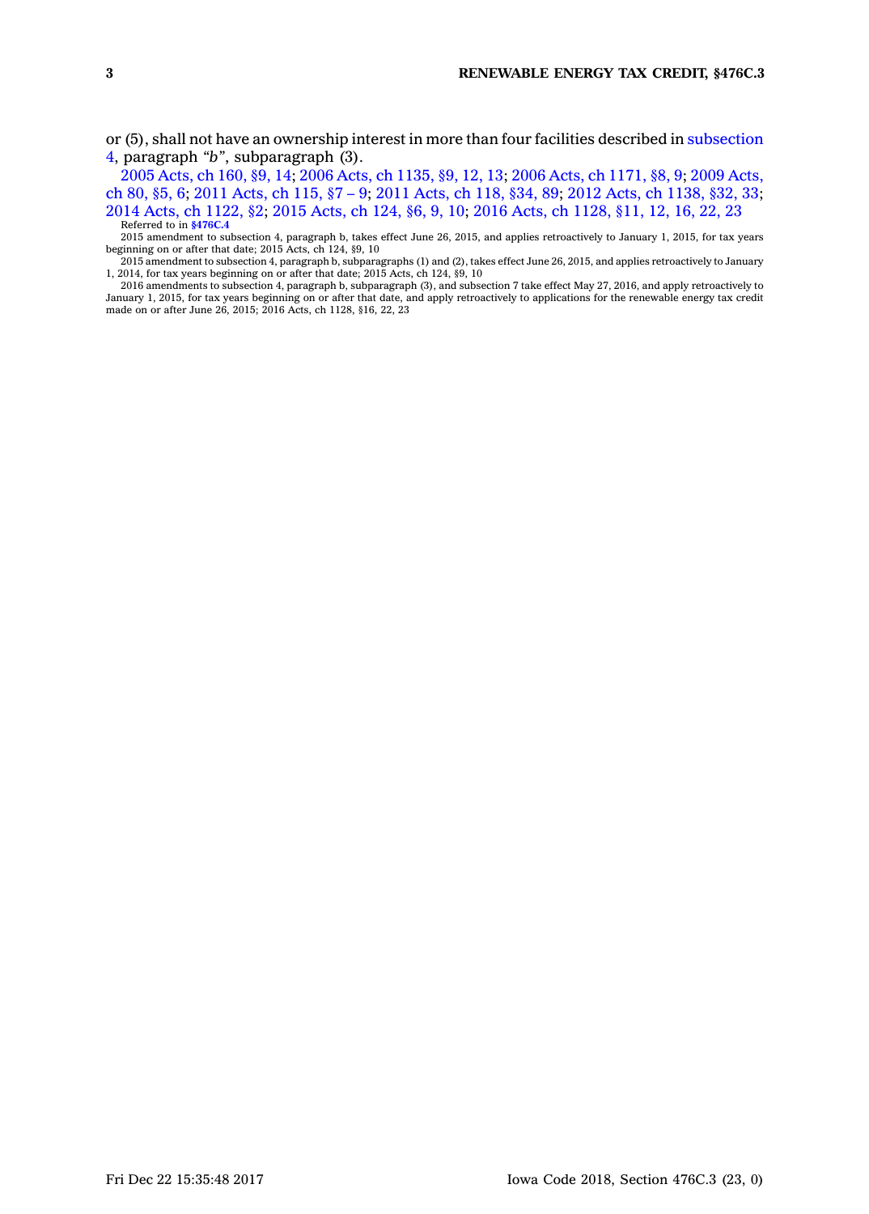or (5), shall not have an ownership interest in more than four facilities described in subsection 4, paragraph *"b"*, subparagraph (3).

2005 Acts, ch 160, §9, 14; 2006 Acts, ch 1135, §9, 12, 13; 2006 Acts, ch 1171, §8, 9; 2009 Acts, ch 80, §5, 6; 2011 Acts, ch 115, §7 – 9; 2011 Acts, ch 118, §34, 89; 2012 Acts, ch 1138, §32, 33; 2014 Acts, ch 1122, §2; 2015 Acts, ch 124, §6, 9, 10; 2016 Acts, ch 1128, §11, 12, 16, 22, 23

Referred to in **§476C.4**

2015 amendment to subsection 4, paragraph b, takes effect June 26, 2015, and applies retroactively to January 1, 2015, for tax years beginning on or after that date; 2015 Acts, ch 124, §9, 10

2015 amendment to subsection 4, paragraph b, subparagraphs (1) and (2), takes effect June 26, 2015, and applies retroactively to January 1, 2014, for tax years beginning on or after that date; 2015 Acts, ch 124, §9, 10

2016 amendments to subsection 4, paragraph b, subparagraph (3), and subsection 7 take effect May 27, 2016, and apply retroactively to January 1, 2015, for tax years beginning on or after that date, and apply retroactively to applications for the renewable energy tax credit made on or after June 26, 2015; 2016 Acts, ch 1128, §16, 22, 23